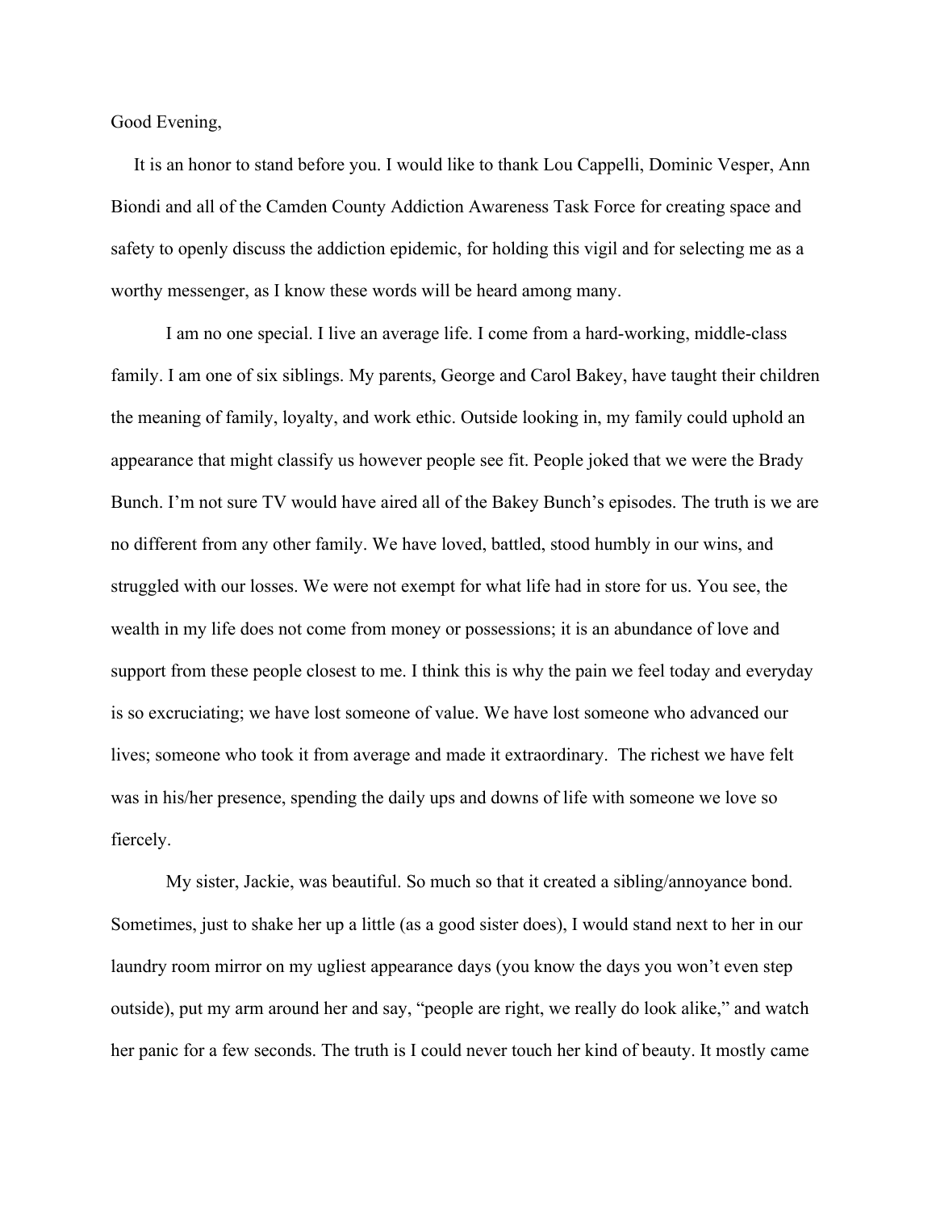Good Evening,

It is an honor to stand before you. I would like to thank Lou Cappelli, Dominic Vesper, Ann Biondi and all of the Camden County Addiction Awareness Task Force for creating space and safety to openly discuss the addiction epidemic, for holding this vigil and for selecting me as a worthy messenger, as I know these words will be heard among many.

I am no one special. I live an average life. I come from a hard-working, middle-class family. I am one of six siblings. My parents, George and Carol Bakey, have taught their children the meaning of family, loyalty, and work ethic. Outside looking in, my family could uphold an appearance that might classify us however people see fit. People joked that we were the Brady Bunch. I'm not sure TV would have aired all of the Bakey Bunch's episodes. The truth is we are no different from any other family. We have loved, battled, stood humbly in our wins, and struggled with our losses. We were not exempt for what life had in store for us. You see, the wealth in my life does not come from money or possessions; it is an abundance of love and support from these people closest to me. I think this is why the pain we feel today and everyday is so excruciating; we have lost someone of value. We have lost someone who advanced our lives; someone who took it from average and made it extraordinary. The richest we have felt was in his/her presence, spending the daily ups and downs of life with someone we love so fiercely.

My sister, Jackie, was beautiful. So much so that it created a sibling/annoyance bond. Sometimes, just to shake her up a little (as a good sister does), I would stand next to her in our laundry room mirror on my ugliest appearance days (you know the days you won't even step outside), put my arm around her and say, "people are right, we really do look alike," and watch her panic for a few seconds. The truth is I could never touch her kind of beauty. It mostly came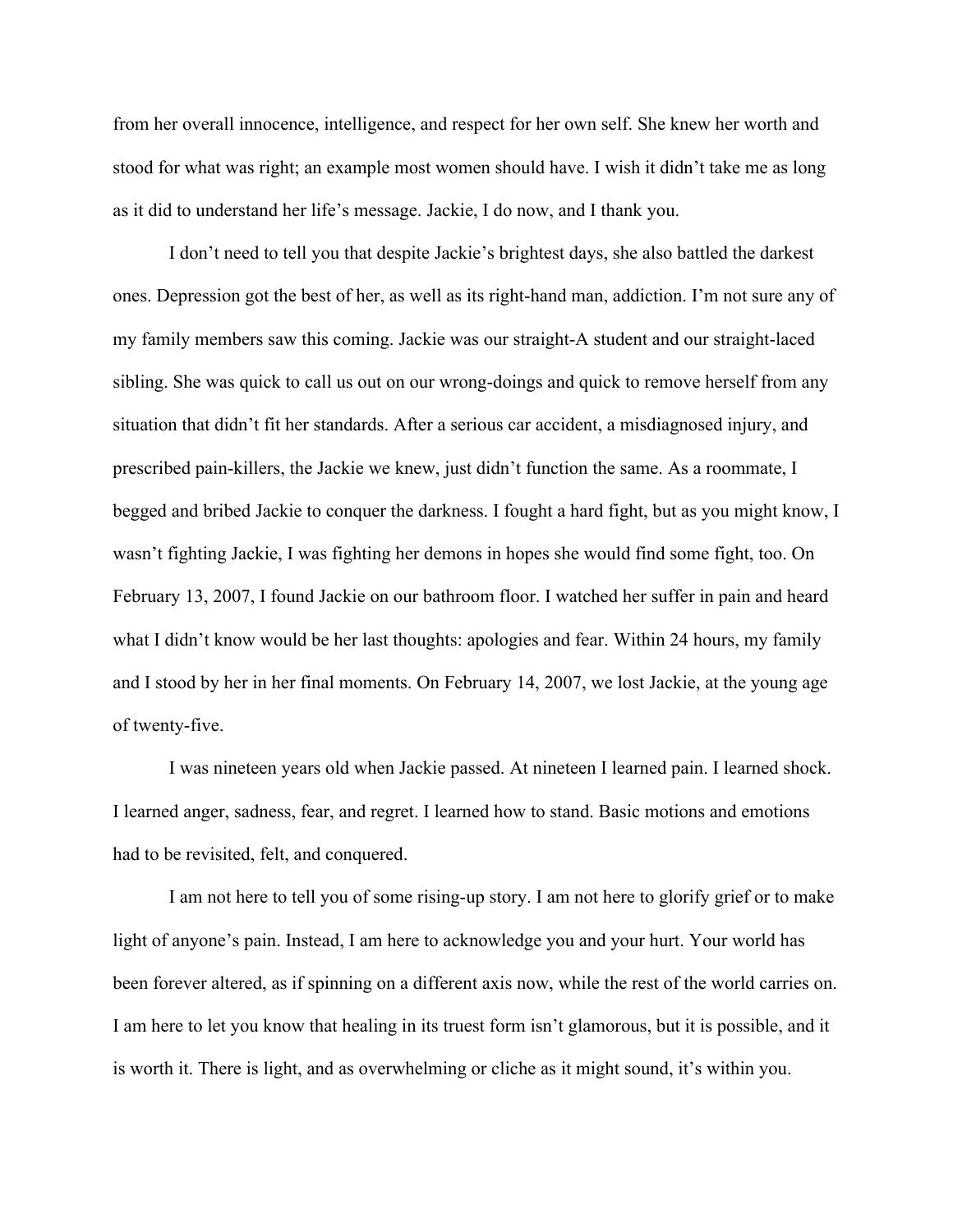from her overall innocence, intelligence, and respect for her own self. She knew her worth and stood for what was right; an example most women should have. I wish it didn't take me as long as it did to understand her life's message. Jackie, I do now, and I thank you.

I don't need to tell you that despite Jackie's brightest days, she also battled the darkest ones. Depression got the best of her, as well as its right-hand man, addiction. I'm not sure any of my family members saw this coming. Jackie was our straight-A student and our straight-laced sibling. She was quick to call us out on our wrong-doings and quick to remove herself from any situation that didn't fit her standards. After a serious car accident, a misdiagnosed injury, and prescribed pain-killers, the Jackie we knew, just didn't function the same. As a roommate, I begged and bribed Jackie to conquer the darkness. I fought a hard fight, but as you might know, I wasn't fighting Jackie, I was fighting her demons in hopes she would find some fight, too. On February 13, 2007, I found Jackie on our bathroom floor. I watched her suffer in pain and heard what I didn't know would be her last thoughts: apologies and fear. Within 24 hours, my family and I stood by her in her final moments. On February 14, 2007, we lost Jackie, at the young age of twenty-five.

I was nineteen years old when Jackie passed. At nineteen I learned pain. I learned shock. I learned anger, sadness, fear, and regret. I learned how to stand. Basic motions and emotions had to be revisited, felt, and conquered.

I am not here to tell you of some rising-up story. I am not here to glorify grief or to make light of anyone's pain. Instead, I am here to acknowledge you and your hurt. Your world has been forever altered, as if spinning on a different axis now, while the rest of the world carries on. I am here to let you know that healing in its truest form isn't glamorous, but it is possible, and it is worth it. There is light, and as overwhelming or cliche as it might sound, it's within you.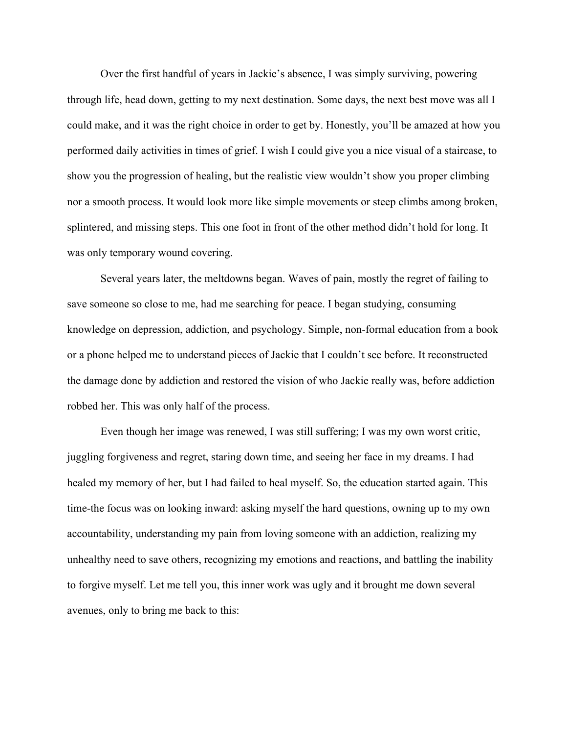Over the first handful of years in Jackie's absence, I was simply surviving, powering through life, head down, getting to my next destination. Some days, the next best move was all I could make, and it was the right choice in order to get by. Honestly, you'll be amazed at how you performed daily activities in times of grief. I wish I could give you a nice visual of a staircase, to show you the progression of healing, but the realistic view wouldn't show you proper climbing nor a smooth process. It would look more like simple movements or steep climbs among broken, splintered, and missing steps. This one foot in front of the other method didn't hold for long. It was only temporary wound covering.

Several years later, the meltdowns began. Waves of pain, mostly the regret of failing to save someone so close to me, had me searching for peace. I began studying, consuming knowledge on depression, addiction, and psychology. Simple, non-formal education from a book or a phone helped me to understand pieces of Jackie that I couldn't see before. It reconstructed the damage done by addiction and restored the vision of who Jackie really was, before addiction robbed her. This was only half of the process.

Even though her image was renewed, I was still suffering; I was my own worst critic, juggling forgiveness and regret, staring down time, and seeing her face in my dreams. I had healed my memory of her, but I had failed to heal myself. So, the education started again. This time-the focus was on looking inward: asking myself the hard questions, owning up to my own accountability, understanding my pain from loving someone with an addiction, realizing my unhealthy need to save others, recognizing my emotions and reactions, and battling the inability to forgive myself. Let me tell you, this inner work was ugly and it brought me down several avenues, only to bring me back to this: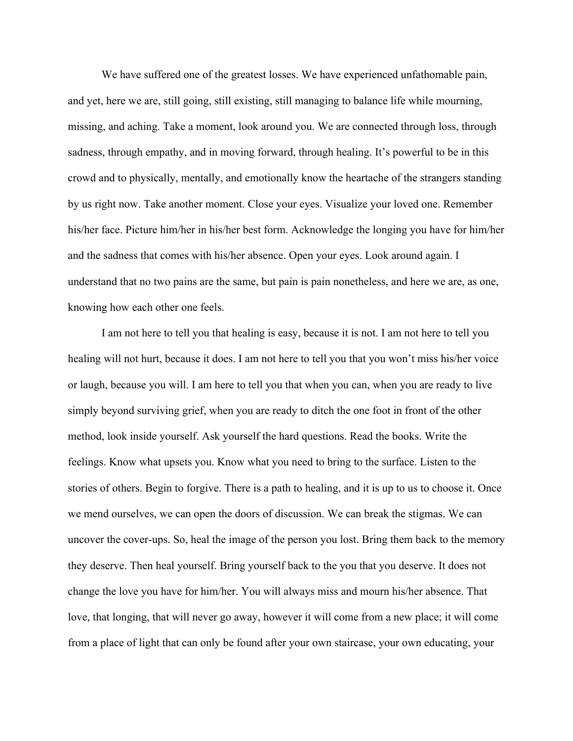We have suffered one of the greatest losses. We have experienced unfathomable pain, and yet, here we are, still going, still existing, still managing to balance life while mourning, missing, and aching. Take a moment, look around you. We are connected through loss, through sadness, through empathy, and in moving forward, through healing. It's powerful to be in this crowd and to physically, mentally, and emotionally know the heartache of the strangers standing by us right now. Take another moment. Close your eyes. Visualize your loved one. Remember his/her face. Picture him/her in his/her best form. Acknowledge the longing you have for him/her and the sadness that comes with his/her absence. Open your eyes. Look around again. I understand that no two pains are the same, but pain is pain nonetheless, and here we are, as one, knowing how each other one feels.

I am not here to tell you that healing is easy, because it is not. I am not here to tell you healing will not hurt, because it does. I am not here to tell you that you won't miss his/her voice or laugh, because you will. I am here to tell you that when you can, when you are ready to live simply beyond surviving grief, when you are ready to ditch the one foot in front of the other method, look inside yourself. Ask yourself the hard questions. Read the books. Write the feelings. Know what upsets you. Know what you need to bring to the surface. Listen to the stories of others. Begin to forgive. There is a path to healing, and it is up to us to choose it. Once we mend ourselves, we can open the doors of discussion. We can break the stigmas. We can uncover the cover-ups. So, heal the image of the person you lost. Bring them back to the memory they deserve. Then heal yourself. Bring yourself back to the you that you deserve. It does not change the love you have for him/her. You will always miss and mourn his/her absence. That love, that longing, that will never go away, however it will come from a new place; it will come from a place of light that can only be found after your own staircase, your own educating, your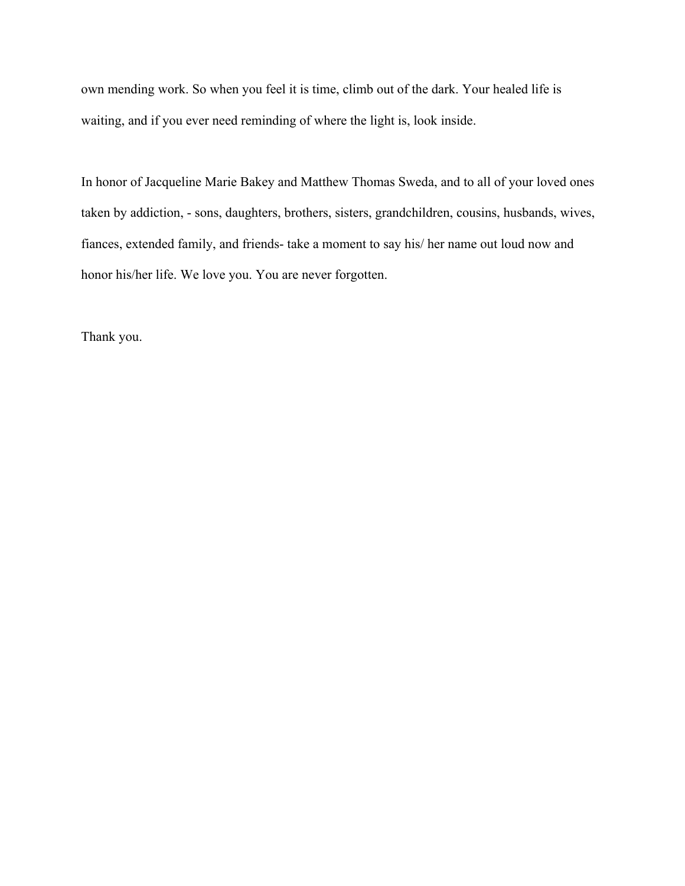own mending work. So when you feel it is time, climb out of the dark. Your healed life is waiting, and if you ever need reminding of where the light is, look inside.

In honor of Jacqueline Marie Bakey and Matthew Thomas Sweda, and to all of your loved ones taken by addiction, - sons, daughters, brothers, sisters, grandchildren, cousins, husbands, wives, fiances, extended family, and friends- take a moment to say his/ her name out loud now and honor his/her life. We love you. You are never forgotten.

Thank you.